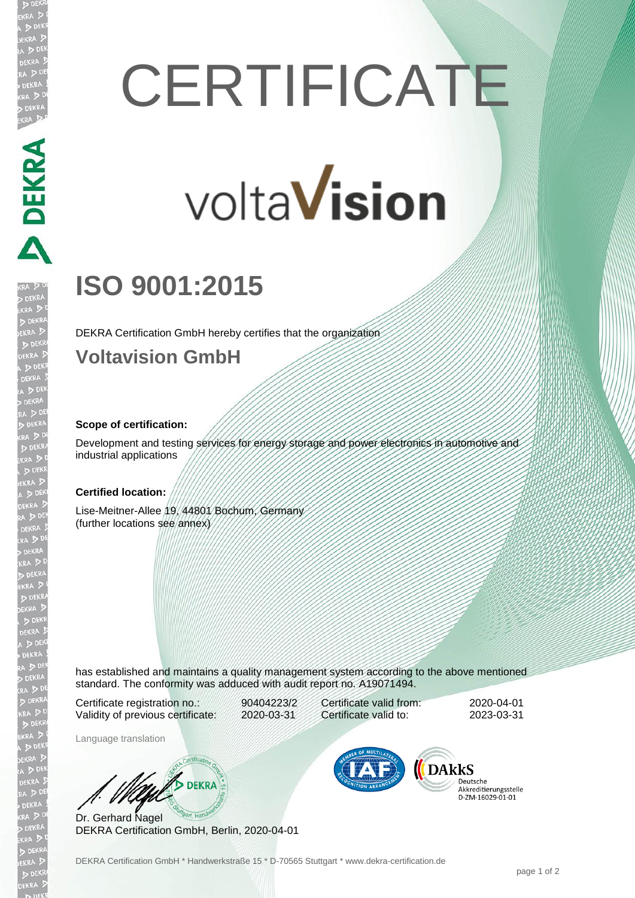# CERTIFICATE

voltaVision

## ISO 9001:2015

DEKRA Certification GmbH hereby certifies that the organization

## Voltavision GmbH

**Scope of certification:**

Development and testing services for energy storage and power electronics in automotive and industrial applications

**Certified location:**

Lise-Meitner-Allee 19, 44801 Bochum, Germany
(further locations see annex)

has established and maintains a quality management system according to the above mentioned standard. The conformity was adduced with audit report no. A19071494.

| | | | |
|---|---|---|---|
| Certificate registration no.: | 90404223/2 | Certificate valid from: | 2020-04-01 |
| Validity of previous certificate: | 2020-03-31 | Certificate valid to: | 2023-03-31 |

Language translation

Dr. Gerhard Nagel
DEKRA Certification GmbH, Berlin, 2020-04-01

DAkkS Deutsche Akkreditierungsstelle D-ZM-16029-01-01

DEKRA Certification GmbH * Handwerkstraße 15 * D-70565 Stuttgart * www.dekra-certification.de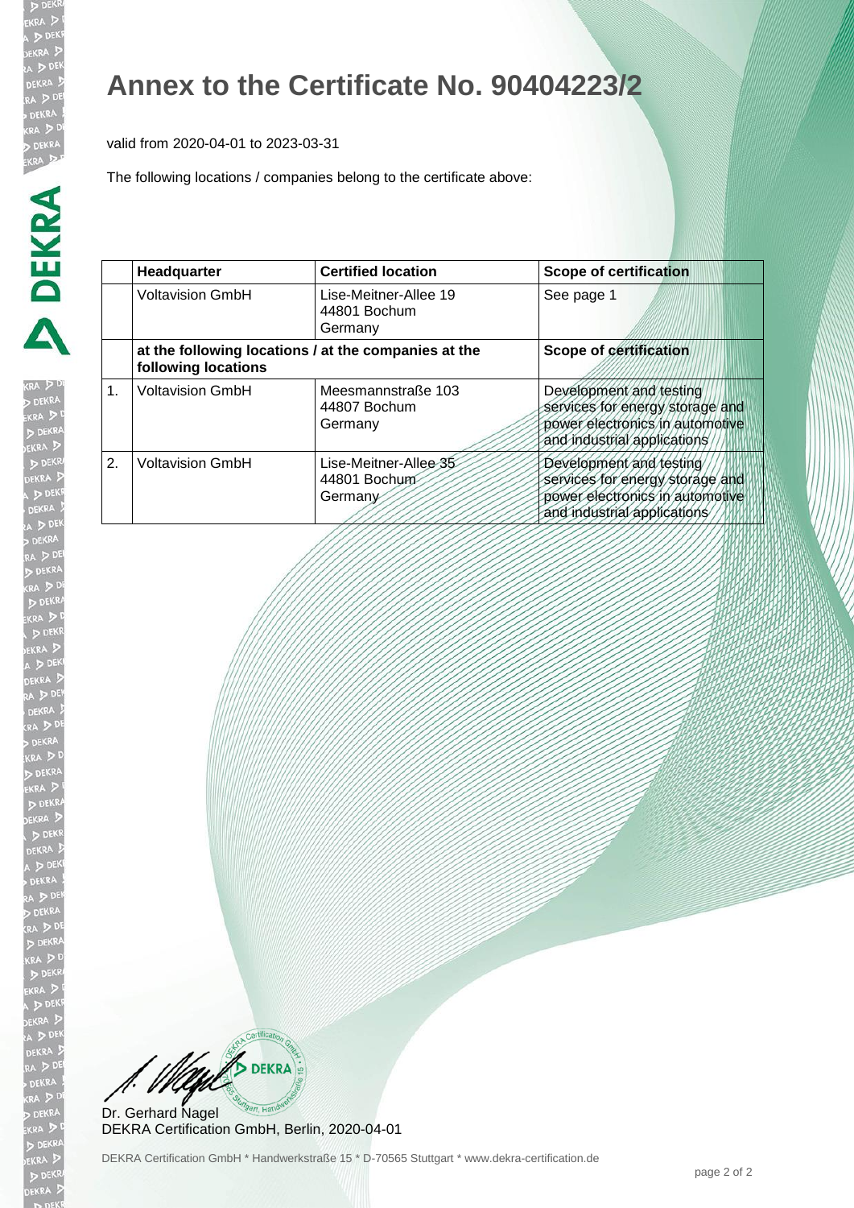# Annex to the Certificate No. 90404223/2

valid from 2020-04-01 to 2023-03-31

The following locations / companies belong to the certificate above:

| | Headquarter | Certified location | Scope of certification |
|---|---|---|---|
| | Voltavision GmbH | Lise-Meitner-Allee 19<br>44801 Bochum<br>Germany | See page 1 |
| | **at the following locations / at the companies at the following locations** | | **Scope of certification** |
| 1. | Voltavision GmbH | Meesmannstraße 103<br>44807 Bochum<br>Germany | Development and testing services for energy storage and power electronics in automotive and industrial applications |
| 2. | Voltavision GmbH | Lise-Meitner-Allee 35<br>44801 Bochum<br>Germany | Development and testing services for energy storage and power electronics in automotive and industrial applications |

Dr. Gerhard Nagel
DEKRA Certification GmbH, Berlin, 2020-04-01

DEKRA Certification GmbH * Handwerkstraße 15 * D-70565 Stuttgart * www.dekra-certification.de